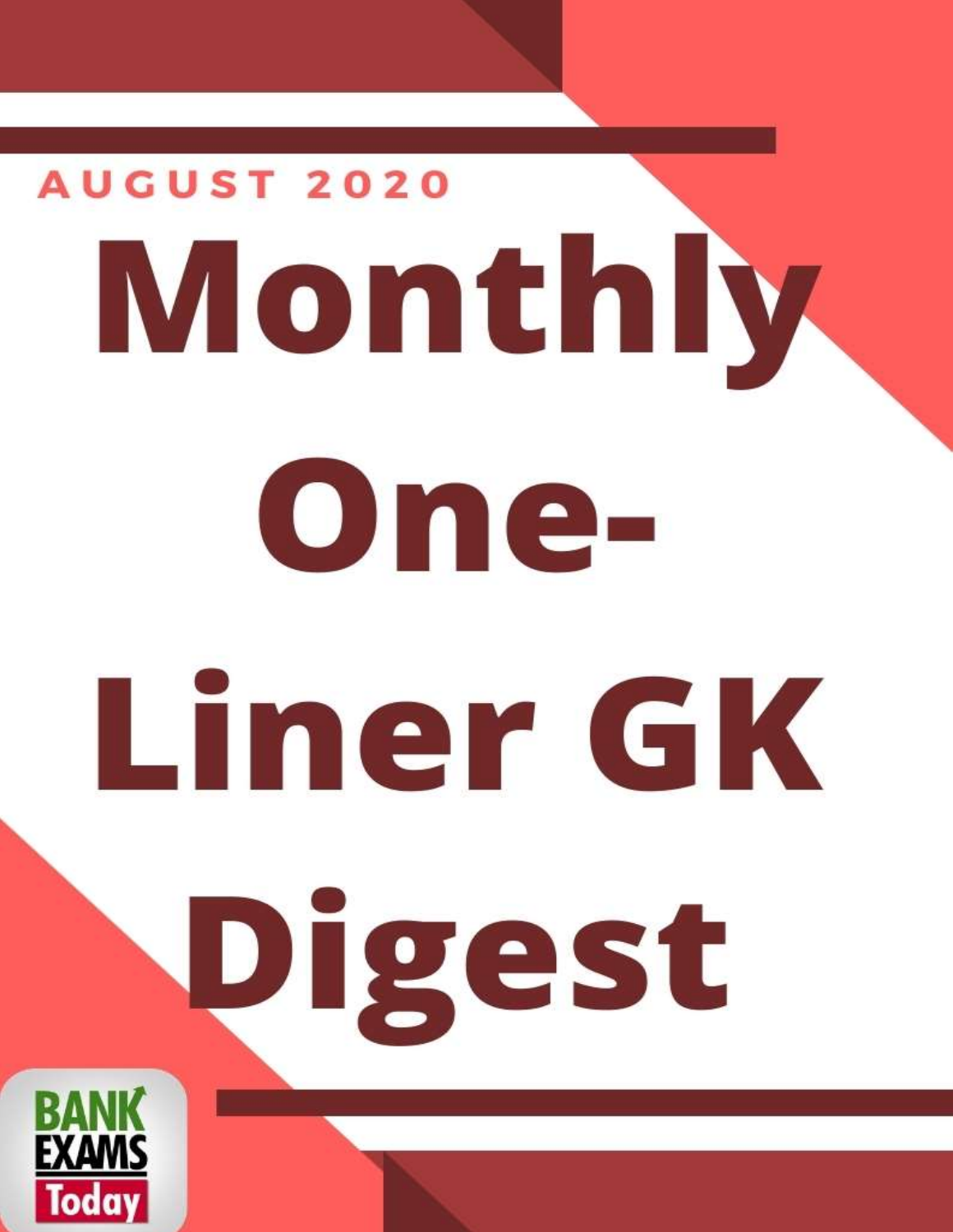AUGUST 2020

# Monthly One-Liner GK Digest

BANK EXAMS Today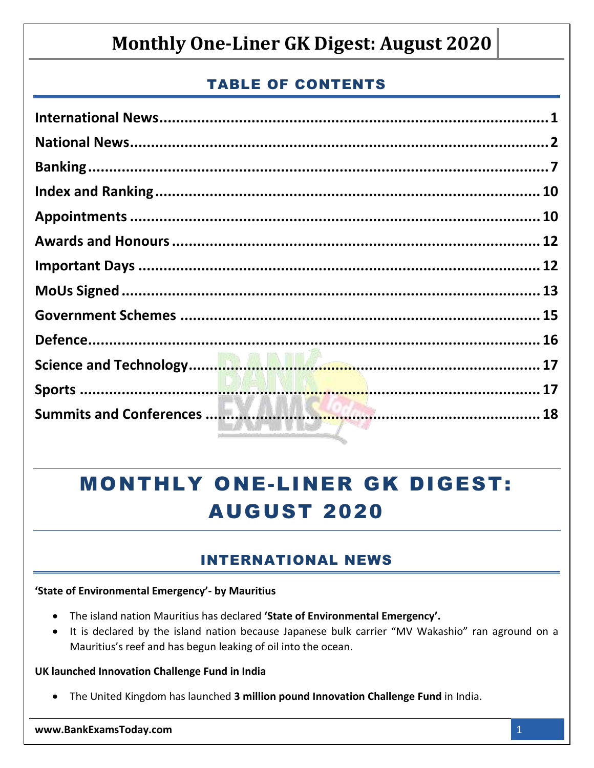# Monthly One-Liner GK Digest: August 2020

## TABLE OF CONTENTS

International News........................................................................................1
National News...............................................................................................2
Banking.........................................................................................................7
Index and Ranking.......................................................................................10
Appointments..............................................................................................10
Awards and Honours...................................................................................12
Important Days............................................................................................12
MoUs Signed...............................................................................................13
Government Schemes.................................................................................15
Defence.......................................................................................................16
Science and Technology..............................................................................17
Sports..........................................................................................................17
Summits and Conferences...........................................................................18

# MONTHLY ONE-LINER GK DIGEST: AUGUST 2020

## INTERNATIONAL NEWS

**'State of Environmental Emergency'- by Mauritius**

- The island nation Mauritius has declared **'State of Environmental Emergency'.**
- It is declared by the island nation because Japanese bulk carrier "MV Wakashio" ran aground on a Mauritius's reef and has begun leaking of oil into the ocean.

**UK launched Innovation Challenge Fund in India**

- The United Kingdom has launched **3 million pound Innovation Challenge Fund** in India.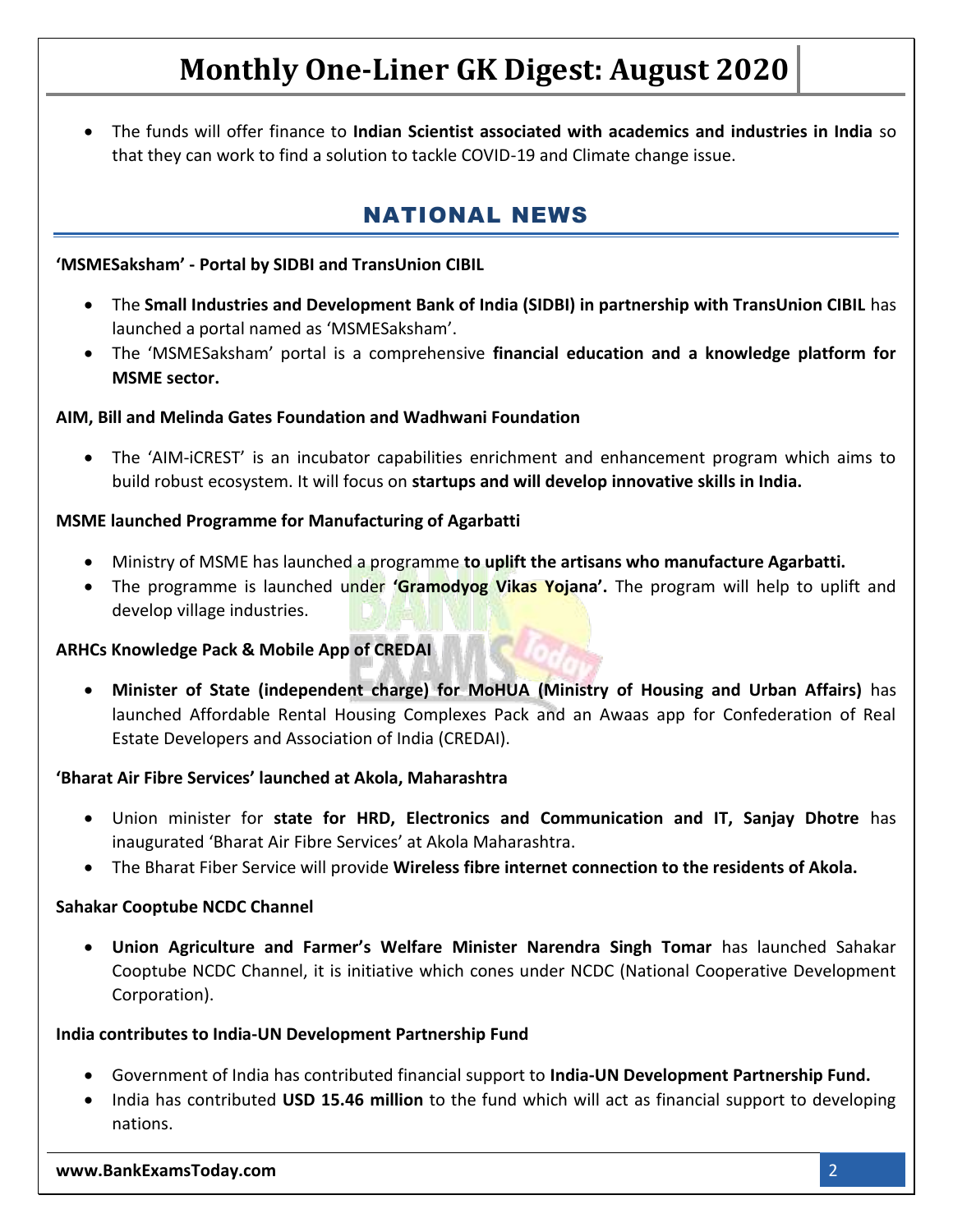- The funds will offer finance to **Indian Scientist associated with academics and industries in India** so that they can work to find a solution to tackle COVID-19 and Climate change issue.

## NATIONAL NEWS

**'MSMESaksham' - Portal by SIDBI and TransUnion CIBIL**

- The **Small Industries and Development Bank of India (SIDBI) in partnership with TransUnion CIBIL** has launched a portal named as 'MSMESaksham'.
- The 'MSMESaksham' portal is a comprehensive **financial education and a knowledge platform for MSME sector.**

**AIM, Bill and Melinda Gates Foundation and Wadhwani Foundation**

- The 'AIM-iCREST' is an incubator capabilities enrichment and enhancement program which aims to build robust ecosystem. It will focus on **startups and will develop innovative skills in India.**

**MSME launched Programme for Manufacturing of Agarbatti**

- Ministry of MSME has launched a programme **to uplift the artisans who manufacture Agarbatti.**
- The programme is launched under **'Gramodyog Vikas Yojana'.** The program will help to uplift and develop village industries.

**ARHCs Knowledge Pack & Mobile App of CREDAI**

- **Minister of State (independent charge) for MoHUA (Ministry of Housing and Urban Affairs)** has launched Affordable Rental Housing Complexes Pack and an Awaas app for Confederation of Real Estate Developers and Association of India (CREDAI).

**'Bharat Air Fibre Services' launched at Akola, Maharashtra**

- Union minister for **state for HRD, Electronics and Communication and IT, Sanjay Dhotre** has inaugurated 'Bharat Air Fibre Services' at Akola Maharashtra.
- The Bharat Fiber Service will provide **Wireless fibre internet connection to the residents of Akola.**

**Sahakar Cooptube NCDC Channel**

- **Union Agriculture and Farmer's Welfare Minister Narendra Singh Tomar** has launched Sahakar Cooptube NCDC Channel, it is initiative which cones under NCDC (National Cooperative Development Corporation).

**India contributes to India-UN Development Partnership Fund**

- Government of India has contributed financial support to **India-UN Development Partnership Fund.**
- India has contributed **USD 15.46 million** to the fund which will act as financial support to developing nations.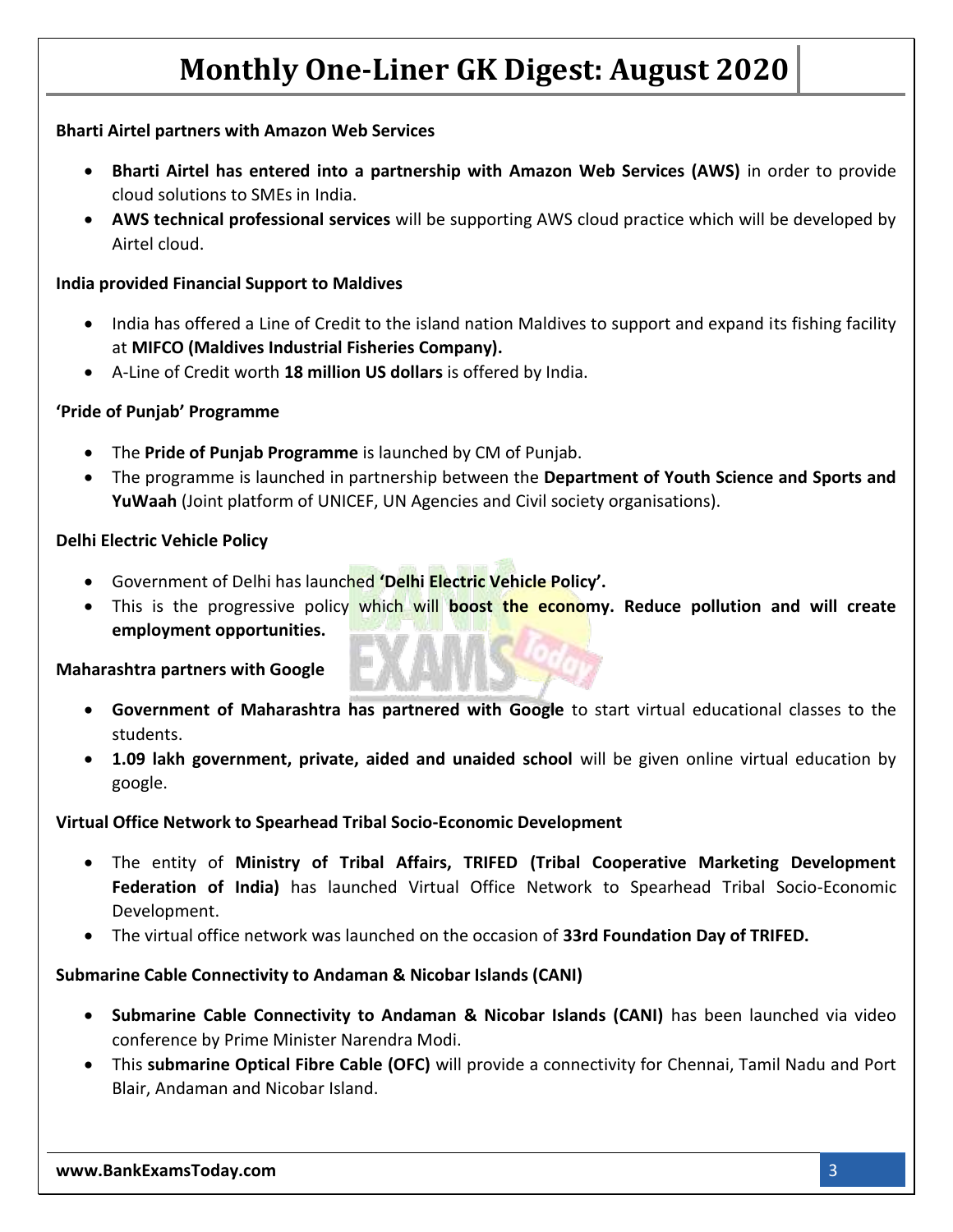**Bharti Airtel partners with Amazon Web Services**

- **Bharti Airtel has entered into a partnership with Amazon Web Services (AWS)** in order to provide cloud solutions to SMEs in India.
- **AWS technical professional services** will be supporting AWS cloud practice which will be developed by Airtel cloud.

**India provided Financial Support to Maldives**

- India has offered a Line of Credit to the island nation Maldives to support and expand its fishing facility at **MIFCO (Maldives Industrial Fisheries Company).**
- A-Line of Credit worth **18 million US dollars** is offered by India.

**'Pride of Punjab' Programme**

- The **Pride of Punjab Programme** is launched by CM of Punjab.
- The programme is launched in partnership between the **Department of Youth Science and Sports and YuWaah** (Joint platform of UNICEF, UN Agencies and Civil society organisations).

**Delhi Electric Vehicle Policy**

- Government of Delhi has launched **'Delhi Electric Vehicle Policy'.**
- This is the progressive policy which will **boost the economy. Reduce pollution and will create employment opportunities.**

**Maharashtra partners with Google**

- **Government of Maharashtra has partnered with Google** to start virtual educational classes to the students.
- **1.09 lakh government, private, aided and unaided school** will be given online virtual education by google.

**Virtual Office Network to Spearhead Tribal Socio-Economic Development**

- The entity of **Ministry of Tribal Affairs, TRIFED (Tribal Cooperative Marketing Development Federation of India)** has launched Virtual Office Network to Spearhead Tribal Socio-Economic Development.
- The virtual office network was launched on the occasion of **33rd Foundation Day of TRIFED.**

**Submarine Cable Connectivity to Andaman & Nicobar Islands (CANI)**

- **Submarine Cable Connectivity to Andaman & Nicobar Islands (CANI)** has been launched via video conference by Prime Minister Narendra Modi.
- This **submarine Optical Fibre Cable (OFC)** will provide a connectivity for Chennai, Tamil Nadu and Port Blair, Andaman and Nicobar Island.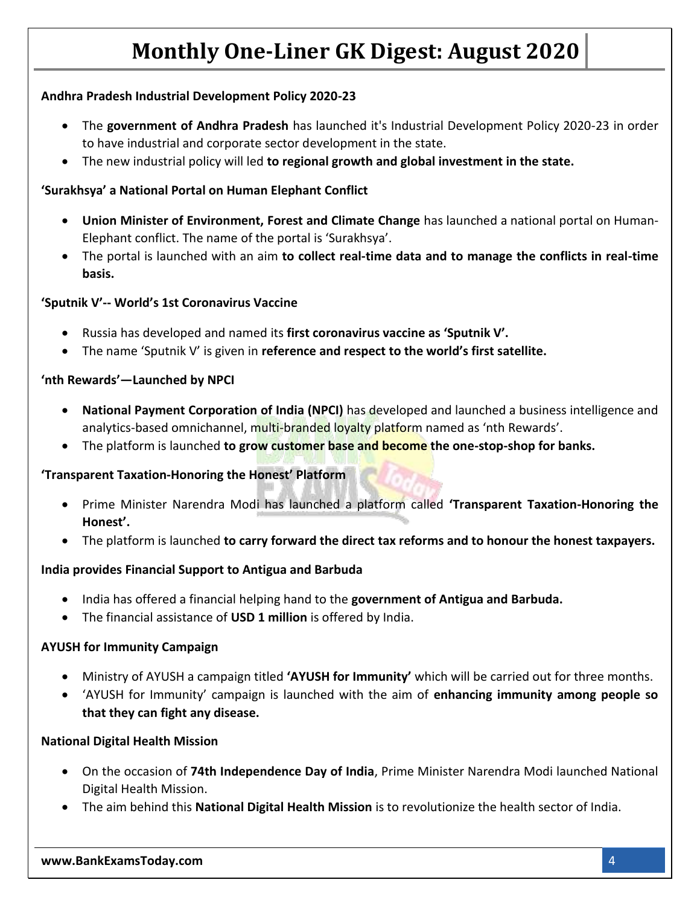### Andhra Pradesh Industrial Development Policy 2020-23

- The **government of Andhra Pradesh** has launched it's Industrial Development Policy 2020-23 in order to have industrial and corporate sector development in the state.
- The new industrial policy will led **to regional growth and global investment in the state.**

### 'Surakhsya' a National Portal on Human Elephant Conflict

- **Union Minister of Environment, Forest and Climate Change** has launched a national portal on Human-Elephant conflict. The name of the portal is 'Surakhsya'.
- The portal is launched with an aim **to collect real-time data and to manage the conflicts in real-time basis.**

### 'Sputnik V'-- World's 1st Coronavirus Vaccine

- Russia has developed and named its **first coronavirus vaccine as 'Sputnik V'.**
- The name 'Sputnik V' is given in **reference and respect to the world's first satellite.**

### 'nth Rewards'—Launched by NPCI

- **National Payment Corporation of India (NPCI)** has developed and launched a business intelligence and analytics-based omnichannel, multi-branded loyalty platform named as 'nth Rewards'.
- The platform is launched **to grow customer base and become the one-stop-shop for banks.**

### 'Transparent Taxation-Honoring the Honest' Platform

- Prime Minister Narendra Modi has launched a platform called **'Transparent Taxation-Honoring the Honest'.**
- The platform is launched **to carry forward the direct tax reforms and to honour the honest taxpayers.**

### India provides Financial Support to Antigua and Barbuda

- India has offered a financial helping hand to the **government of Antigua and Barbuda.**
- The financial assistance of **USD 1 million** is offered by India.

### AYUSH for Immunity Campaign

- Ministry of AYUSH a campaign titled **'AYUSH for Immunity'** which will be carried out for three months.
- 'AYUSH for Immunity' campaign is launched with the aim of **enhancing immunity among people so that they can fight any disease.**

### National Digital Health Mission

- On the occasion of **74th Independence Day of India**, Prime Minister Narendra Modi launched National Digital Health Mission.
- The aim behind this **National Digital Health Mission** is to revolutionize the health sector of India.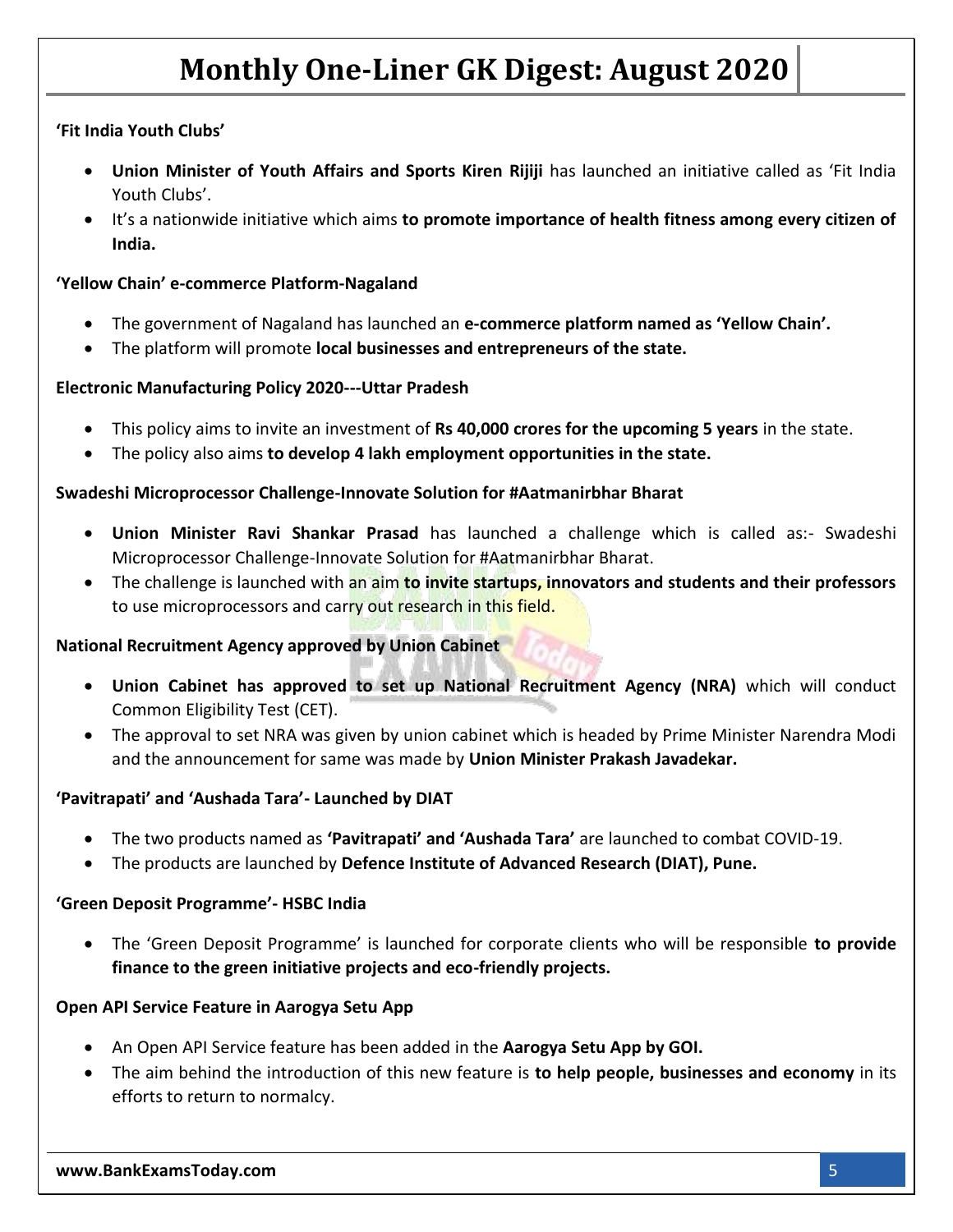**'Fit India Youth Clubs'**

- **Union Minister of Youth Affairs and Sports Kiren Rijiji** has launched an initiative called as 'Fit India Youth Clubs'.
- It's a nationwide initiative which aims **to promote importance of health fitness among every citizen of India.**

**'Yellow Chain' e-commerce Platform-Nagaland**

- The government of Nagaland has launched an **e-commerce platform named as 'Yellow Chain'.**
- The platform will promote **local businesses and entrepreneurs of the state.**

**Electronic Manufacturing Policy 2020---Uttar Pradesh**

- This policy aims to invite an investment of **Rs 40,000 crores for the upcoming 5 years** in the state.
- The policy also aims **to develop 4 lakh employment opportunities in the state.**

**Swadeshi Microprocessor Challenge-Innovate Solution for #Aatmanirbhar Bharat**

- **Union Minister Ravi Shankar Prasad** has launched a challenge which is called as:- Swadeshi Microprocessor Challenge-Innovate Solution for #Aatmanirbhar Bharat.
- The challenge is launched with an aim **to invite startups, innovators and students and their professors** to use microprocessors and carry out research in this field.

**National Recruitment Agency approved by Union Cabinet**

- **Union Cabinet has approved to set up National Recruitment Agency (NRA)** which will conduct Common Eligibility Test (CET).
- The approval to set NRA was given by union cabinet which is headed by Prime Minister Narendra Modi and the announcement for same was made by **Union Minister Prakash Javadekar.**

**'Pavitrapati' and 'Aushada Tara'- Launched by DIAT**

- The two products named as **'Pavitrapati' and 'Aushada Tara'** are launched to combat COVID-19.
- The products are launched by **Defence Institute of Advanced Research (DIAT), Pune.**

**'Green Deposit Programme'- HSBC India**

- The 'Green Deposit Programme' is launched for corporate clients who will be responsible **to provide finance to the green initiative projects and eco-friendly projects.**

**Open API Service Feature in Aarogya Setu App**

- An Open API Service feature has been added in the **Aarogya Setu App by GOI.**
- The aim behind the introduction of this new feature is **to help people, businesses and economy** in its efforts to return to normalcy.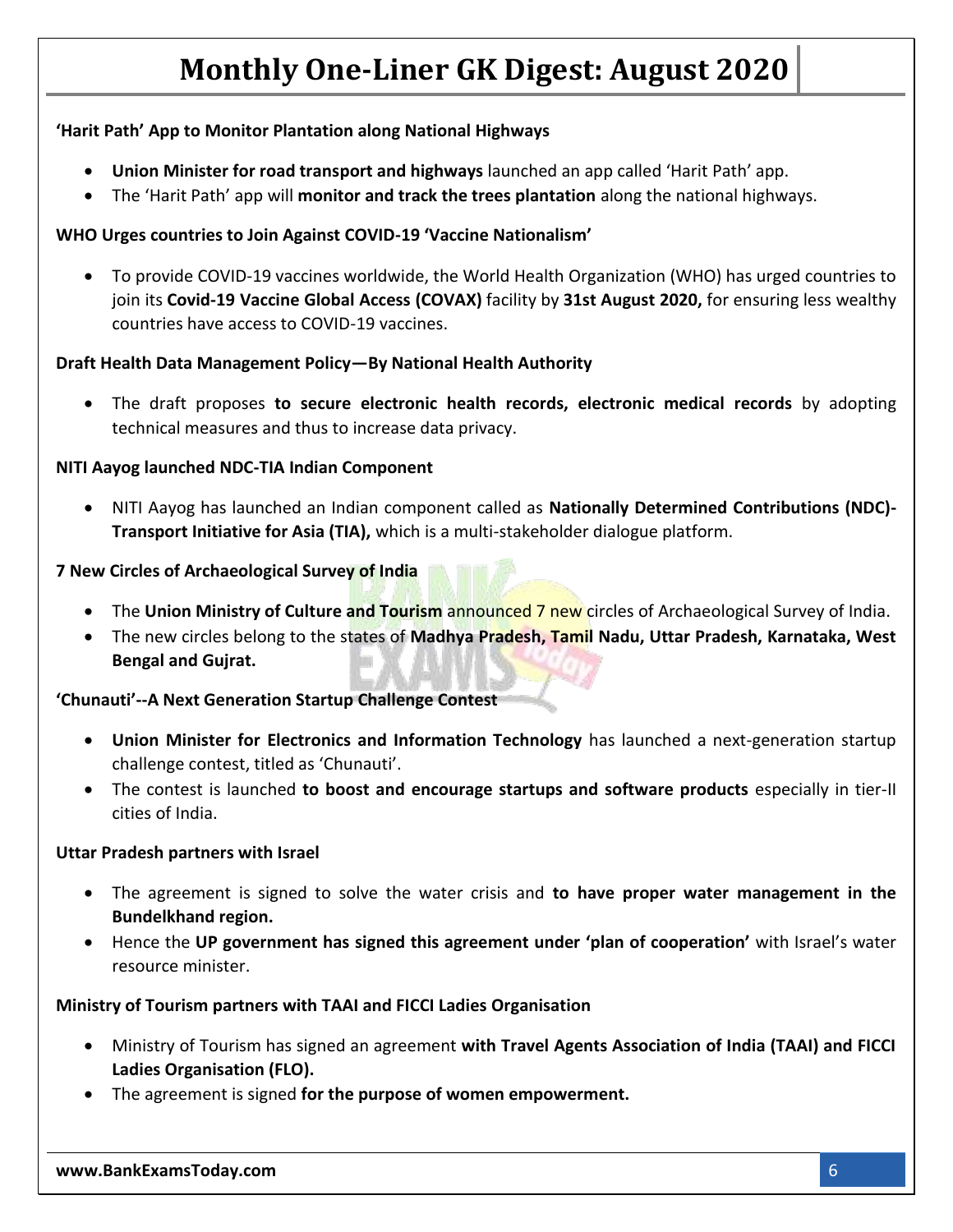**'Harit Path' App to Monitor Plantation along National Highways**

- **Union Minister for road transport and highways** launched an app called 'Harit Path' app.
- The 'Harit Path' app will **monitor and track the trees plantation** along the national highways.

**WHO Urges countries to Join Against COVID-19 'Vaccine Nationalism'**

- To provide COVID-19 vaccines worldwide, the World Health Organization (WHO) has urged countries to join its **Covid-19 Vaccine Global Access (COVAX)** facility by **31st August 2020,** for ensuring less wealthy countries have access to COVID-19 vaccines.

**Draft Health Data Management Policy—By National Health Authority**

- The draft proposes **to secure electronic health records, electronic medical records** by adopting technical measures and thus to increase data privacy.

**NITI Aayog launched NDC-TIA Indian Component**

- NITI Aayog has launched an Indian component called as **Nationally Determined Contributions (NDC)-Transport Initiative for Asia (TIA),** which is a multi-stakeholder dialogue platform.

**7 New Circles of Archaeological Survey of India**

- The **Union Ministry of Culture and Tourism** announced 7 new circles of Archaeological Survey of India.
- The new circles belong to the states of **Madhya Pradesh, Tamil Nadu, Uttar Pradesh, Karnataka, West Bengal and Gujrat.**

**'Chunauti'--A Next Generation Startup Challenge Contest**

- **Union Minister for Electronics and Information Technology** has launched a next-generation startup challenge contest, titled as 'Chunauti'.
- The contest is launched **to boost and encourage startups and software products** especially in tier-II cities of India.

**Uttar Pradesh partners with Israel**

- The agreement is signed to solve the water crisis and **to have proper water management in the Bundelkhand region.**
- Hence the **UP government has signed this agreement under 'plan of cooperation'** with Israel's water resource minister.

**Ministry of Tourism partners with TAAI and FICCI Ladies Organisation**

- Ministry of Tourism has signed an agreement **with Travel Agents Association of India (TAAI) and FICCI Ladies Organisation (FLO).**
- The agreement is signed **for the purpose of women empowerment.**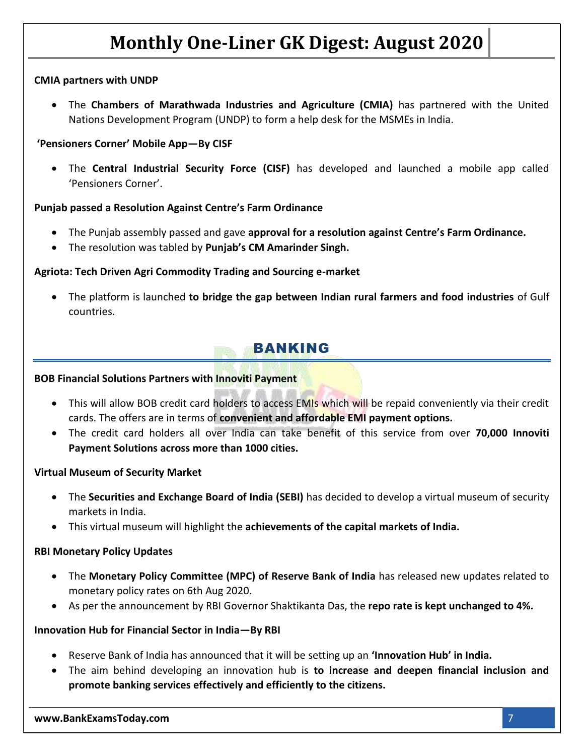**CMIA partners with UNDP**

- The **Chambers of Marathwada Industries and Agriculture (CMIA)** has partnered with the United Nations Development Program (UNDP) to form a help desk for the MSMEs in India.

**'Pensioners Corner' Mobile App—By CISF**

- The **Central Industrial Security Force (CISF)** has developed and launched a mobile app called 'Pensioners Corner'.

**Punjab passed a Resolution Against Centre's Farm Ordinance**

- The Punjab assembly passed and gave **approval for a resolution against Centre's Farm Ordinance.**
- The resolution was tabled by **Punjab's CM Amarinder Singh.**

**Agriota: Tech Driven Agri Commodity Trading and Sourcing e-market**

- The platform is launched **to bridge the gap between Indian rural farmers and food industries** of Gulf countries.

## BANKING

**BOB Financial Solutions Partners with Innoviti Payment**

- This will allow BOB credit card holders to access EMIs which will be repaid conveniently via their credit cards. The offers are in terms of **convenient and affordable EMI payment options.**
- The credit card holders all over India can take benefit of this service from over **70,000 Innoviti Payment Solutions across more than 1000 cities.**

**Virtual Museum of Security Market**

- The **Securities and Exchange Board of India (SEBI)** has decided to develop a virtual museum of security markets in India.
- This virtual museum will highlight the **achievements of the capital markets of India.**

**RBI Monetary Policy Updates**

- The **Monetary Policy Committee (MPC) of Reserve Bank of India** has released new updates related to monetary policy rates on 6th Aug 2020.
- As per the announcement by RBI Governor Shaktikanta Das, the **repo rate is kept unchanged to 4%.**

**Innovation Hub for Financial Sector in India—By RBI**

- Reserve Bank of India has announced that it will be setting up an **'Innovation Hub' in India.**
- The aim behind developing an innovation hub is **to increase and deepen financial inclusion and promote banking services effectively and efficiently to the citizens.**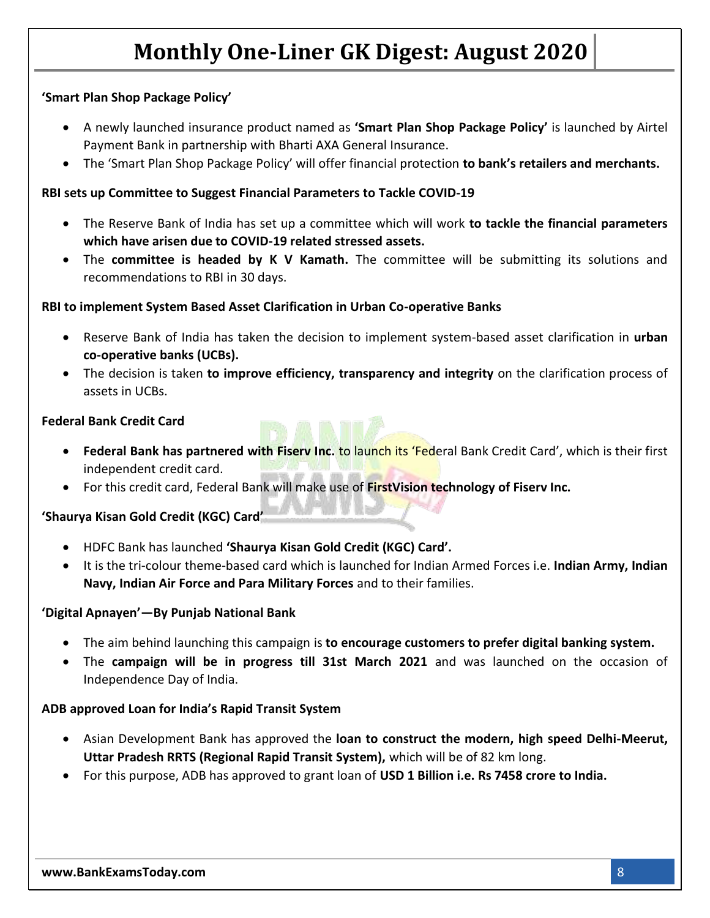### 'Smart Plan Shop Package Policy'

- A newly launched insurance product named as **'Smart Plan Shop Package Policy'** is launched by Airtel Payment Bank in partnership with Bharti AXA General Insurance.
- The 'Smart Plan Shop Package Policy' will offer financial protection **to bank's retailers and merchants.**

### RBI sets up Committee to Suggest Financial Parameters to Tackle COVID-19

- The Reserve Bank of India has set up a committee which will work **to tackle the financial parameters which have arisen due to COVID-19 related stressed assets.**
- The **committee is headed by K V Kamath.** The committee will be submitting its solutions and recommendations to RBI in 30 days.

### RBI to implement System Based Asset Clarification in Urban Co-operative Banks

- Reserve Bank of India has taken the decision to implement system-based asset clarification in **urban co-operative banks (UCBs).**
- The decision is taken **to improve efficiency, transparency and integrity** on the clarification process of assets in UCBs.

### Federal Bank Credit Card

- **Federal Bank has partnered with Fiserv Inc.** to launch its 'Federal Bank Credit Card', which is their first independent credit card.
- For this credit card, Federal Bank will make use of **FirstVision technology of Fiserv Inc.**

### 'Shaurya Kisan Gold Credit (KGC) Card'

- HDFC Bank has launched **'Shaurya Kisan Gold Credit (KGC) Card'.**
- It is the tri-colour theme-based card which is launched for Indian Armed Forces i.e. **Indian Army, Indian Navy, Indian Air Force and Para Military Forces** and to their families.

### 'Digital Apnayen'—By Punjab National Bank

- The aim behind launching this campaign is **to encourage customers to prefer digital banking system.**
- The **campaign will be in progress till 31st March 2021** and was launched on the occasion of Independence Day of India.

### ADB approved Loan for India's Rapid Transit System

- Asian Development Bank has approved the **loan to construct the modern, high speed Delhi-Meerut, Uttar Pradesh RRTS (Regional Rapid Transit System),** which will be of 82 km long.
- For this purpose, ADB has approved to grant loan of **USD 1 Billion i.e. Rs 7458 crore to India.**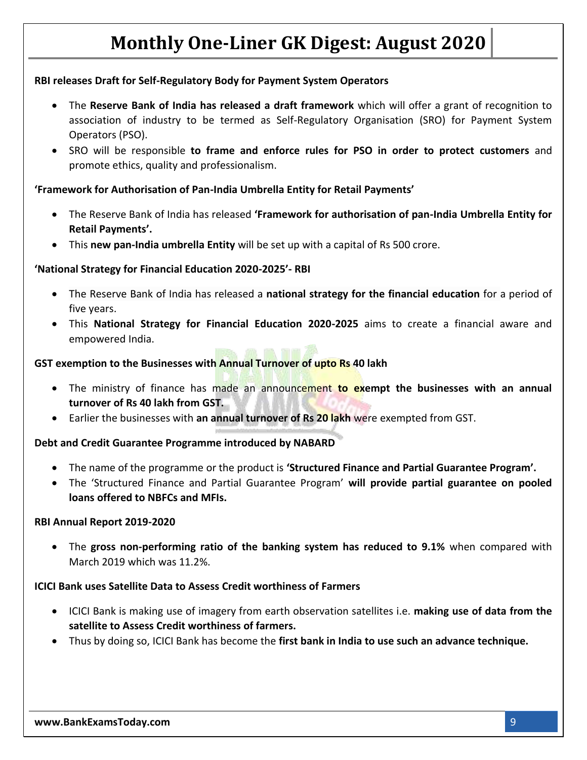**RBI releases Draft for Self-Regulatory Body for Payment System Operators**

- The **Reserve Bank of India has released a draft framework** which will offer a grant of recognition to association of industry to be termed as Self-Regulatory Organisation (SRO) for Payment System Operators (PSO).
- SRO will be responsible **to frame and enforce rules for PSO in order to protect customers** and promote ethics, quality and professionalism.

**'Framework for Authorisation of Pan-India Umbrella Entity for Retail Payments'**

- The Reserve Bank of India has released **'Framework for authorisation of pan-India Umbrella Entity for Retail Payments'.**
- This **new pan-India umbrella Entity** will be set up with a capital of Rs 500 crore.

**'National Strategy for Financial Education 2020-2025'- RBI**

- The Reserve Bank of India has released a **national strategy for the financial education** for a period of five years.
- This **National Strategy for Financial Education 2020-2025** aims to create a financial aware and empowered India.

**GST exemption to the Businesses with Annual Turnover of upto Rs 40 lakh**

- The ministry of finance has made an announcement **to exempt the businesses with an annual turnover of Rs 40 lakh from GST.**
- Earlier the businesses with **an annual turnover of Rs 20 lakh** were exempted from GST.

**Debt and Credit Guarantee Programme introduced by NABARD**

- The name of the programme or the product is **'Structured Finance and Partial Guarantee Program'.**
- The 'Structured Finance and Partial Guarantee Program' **will provide partial guarantee on pooled loans offered to NBFCs and MFIs.**

**RBI Annual Report 2019-2020**

- The **gross non-performing ratio of the banking system has reduced to 9.1%** when compared with March 2019 which was 11.2%.

**ICICI Bank uses Satellite Data to Assess Credit worthiness of Farmers**

- ICICI Bank is making use of imagery from earth observation satellites i.e. **making use of data from the satellite to Assess Credit worthiness of farmers.**
- Thus by doing so, ICICI Bank has become the **first bank in India to use such an advance technique.**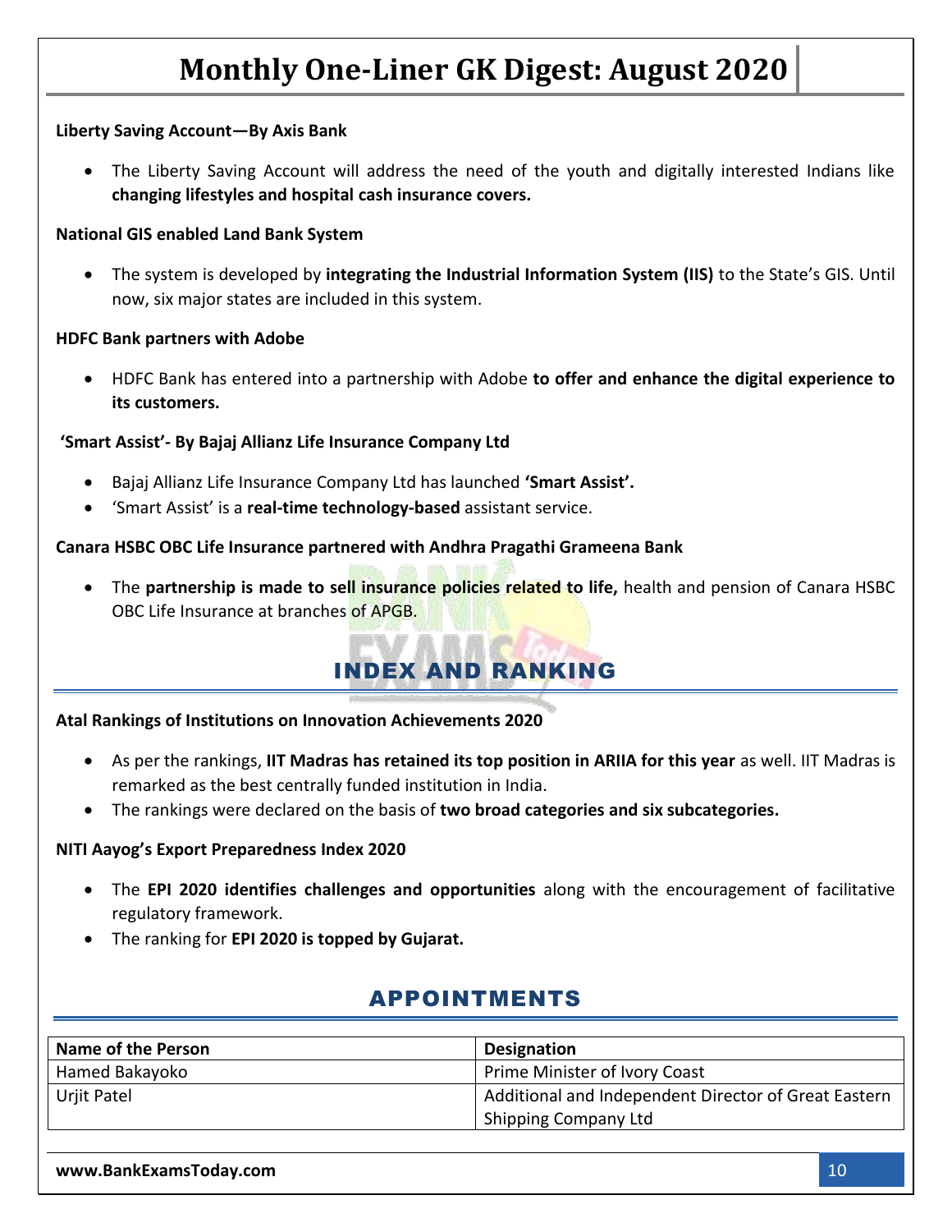**Liberty Saving Account—By Axis Bank**

- The Liberty Saving Account will address the need of the youth and digitally interested Indians like **changing lifestyles and hospital cash insurance covers.**

**National GIS enabled Land Bank System**

- The system is developed by **integrating the Industrial Information System (IIS)** to the State's GIS. Until now, six major states are included in this system.

**HDFC Bank partners with Adobe**

- HDFC Bank has entered into a partnership with Adobe **to offer and enhance the digital experience to its customers.**

**'Smart Assist'- By Bajaj Allianz Life Insurance Company Ltd**

- Bajaj Allianz Life Insurance Company Ltd has launched **'Smart Assist'.**
- 'Smart Assist' is a **real-time technology-based** assistant service.

**Canara HSBC OBC Life Insurance partnered with Andhra Pragathi Grameena Bank**

- The **partnership is made to sell insurance policies related to life,** health and pension of Canara HSBC OBC Life Insurance at branches of APGB.

## INDEX AND RANKING

**Atal Rankings of Institutions on Innovation Achievements 2020**

- As per the rankings, **IIT Madras has retained its top position in ARIIA for this year** as well. IIT Madras is remarked as the best centrally funded institution in India.
- The rankings were declared on the basis of **two broad categories and six subcategories.**

**NITI Aayog's Export Preparedness Index 2020**

- The **EPI 2020 identifies challenges and opportunities** along with the encouragement of facilitative regulatory framework.
- The ranking for **EPI 2020 is topped by Gujarat.**

## APPOINTMENTS

| Name of the Person | Designation |
|---|---|
| Hamed Bakayoko | Prime Minister of Ivory Coast |
| Urjit Patel | Additional and Independent Director of Great Eastern Shipping Company Ltd |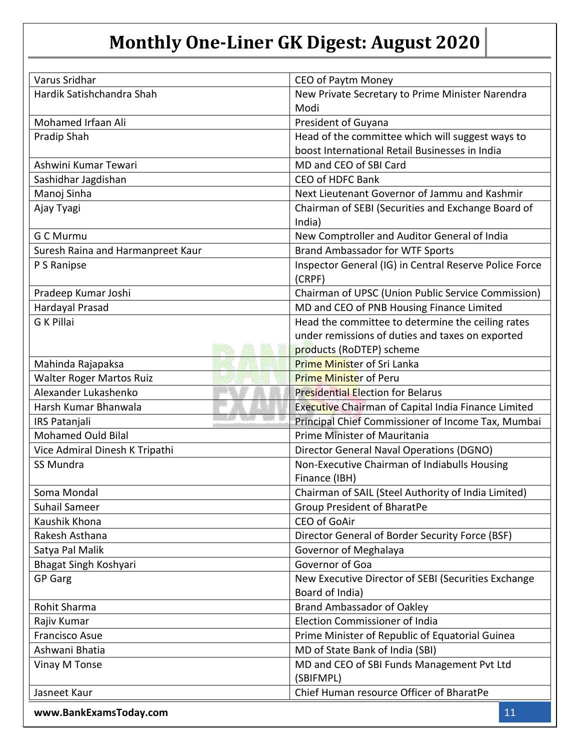| Varus Sridhar | CEO of Paytm Money |
|---|---|
| Hardik Satishchandra Shah | New Private Secretary to Prime Minister Narendra Modi |
| Mohamed Irfaan Ali | President of Guyana |
| Pradip Shah | Head of the committee which will suggest ways to boost International Retail Businesses in India |
| Ashwini Kumar Tewari | MD and CEO of SBI Card |
| Sashidhar Jagdishan | CEO of HDFC Bank |
| Manoj Sinha | Next Lieutenant Governor of Jammu and Kashmir |
| Ajay Tyagi | Chairman of SEBI (Securities and Exchange Board of India) |
| G C Murmu | New Comptroller and Auditor General of India |
| Suresh Raina and Harmanpreet Kaur | Brand Ambassador for WTF Sports |
| P S Ranipse | Inspector General (IG) in Central Reserve Police Force (CRPF) |
| Pradeep Kumar Joshi | Chairman of UPSC (Union Public Service Commission) |
| Hardayal Prasad | MD and CEO of PNB Housing Finance Limited |
| G K Pillai | Head the committee to determine the ceiling rates under remissions of duties and taxes on exported products (RoDTEP) scheme |
| Mahinda Rajapaksa | Prime Minister of Sri Lanka |
| Walter Roger Martos Ruiz | Prime Minister of Peru |
| Alexander Lukashenko | Presidential Election for Belarus |
| Harsh Kumar Bhanwala | Executive Chairman of Capital India Finance Limited |
| IRS Patanjali | Principal Chief Commissioner of Income Tax, Mumbai |
| Mohamed Ould Bilal | Prime Minister of Mauritania |
| Vice Admiral Dinesh K Tripathi | Director General Naval Operations (DGNO) |
| SS Mundra | Non-Executive Chairman of Indiabulls Housing Finance (IBH) |
| Soma Mondal | Chairman of SAIL (Steel Authority of India Limited) |
| Suhail Sameer | Group President of BharatPe |
| Kaushik Khona | CEO of GoAir |
| Rakesh Asthana | Director General of Border Security Force (BSF) |
| Satya Pal Malik | Governor of Meghalaya |
| Bhagat Singh Koshyari | Governor of Goa |
| GP Garg | New Executive Director of SEBI (Securities Exchange Board of India) |
| Rohit Sharma | Brand Ambassador of Oakley |
| Rajiv Kumar | Election Commissioner of India |
| Francisco Asue | Prime Minister of Republic of Equatorial Guinea |
| Ashwani Bhatia | MD of State Bank of India (SBI) |
| Vinay M Tonse | MD and CEO of SBI Funds Management Pvt Ltd (SBIFMPL) |
| Jasneet Kaur | Chief Human resource Officer of BharatPe |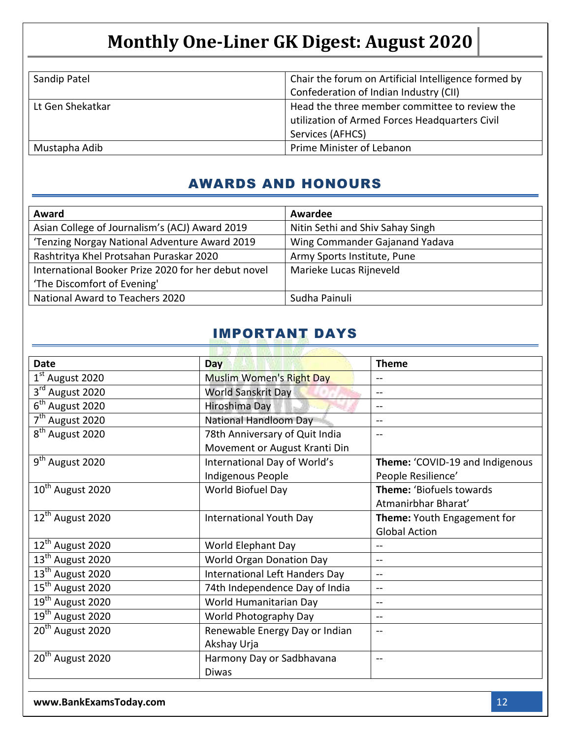| Sandip Patel | Chair the forum on Artificial Intelligence formed by Confederation of Indian Industry (CII) |
|---|---|
| Lt Gen Shekatkar | Head the three member committee to review the utilization of Armed Forces Headquarters Civil Services (AFHCS) |
| Mustapha Adib | Prime Minister of Lebanon |

## AWARDS AND HONOURS

| Award | Awardee |
|---|---|
| Asian College of Journalism's (ACJ) Award 2019 | Nitin Sethi and Shiv Sahay Singh |
| 'Tenzing Norgay National Adventure Award 2019 | Wing Commander Gajanand Yadava |
| Rashtritya Khel Protsahan Puraskar 2020 | Army Sports Institute, Pune |
| International Booker Prize 2020 for her debut novel 'The Discomfort of Evening' | Marieke Lucas Rijneveld |
| National Award to Teachers 2020 | Sudha Painuli |

## IMPORTANT DAYS

| Date | Day | Theme |
|---|---|---|
| 1st August 2020 | Muslim Women's Right Day | -- |
| 3rd August 2020 | World Sanskrit Day | -- |
| 6th August 2020 | Hiroshima Day | -- |
| 7th August 2020 | National Handloom Day | -- |
| 8th August 2020 | 78th Anniversary of Quit India Movement or August Kranti Din | -- |
| 9th August 2020 | International Day of World's Indigenous People | **Theme:** 'COVID-19 and Indigenous People Resilience' |
| 10th August 2020 | World Biofuel Day | **Theme:** 'Biofuels towards Atmanirbhar Bharat' |
| 12th August 2020 | International Youth Day | **Theme:** Youth Engagement for Global Action |
| 12th August 2020 | World Elephant Day | -- |
| 13th August 2020 | World Organ Donation Day | -- |
| 13th August 2020 | International Left Handers Day | -- |
| 15th August 2020 | 74th Independence Day of India | -- |
| 19th August 2020 | World Humanitarian Day | -- |
| 19th August 2020 | World Photography Day | -- |
| 20th August 2020 | Renewable Energy Day or Indian Akshay Urja | -- |
| 20th August 2020 | Harmony Day or Sadbhavana Diwas | -- |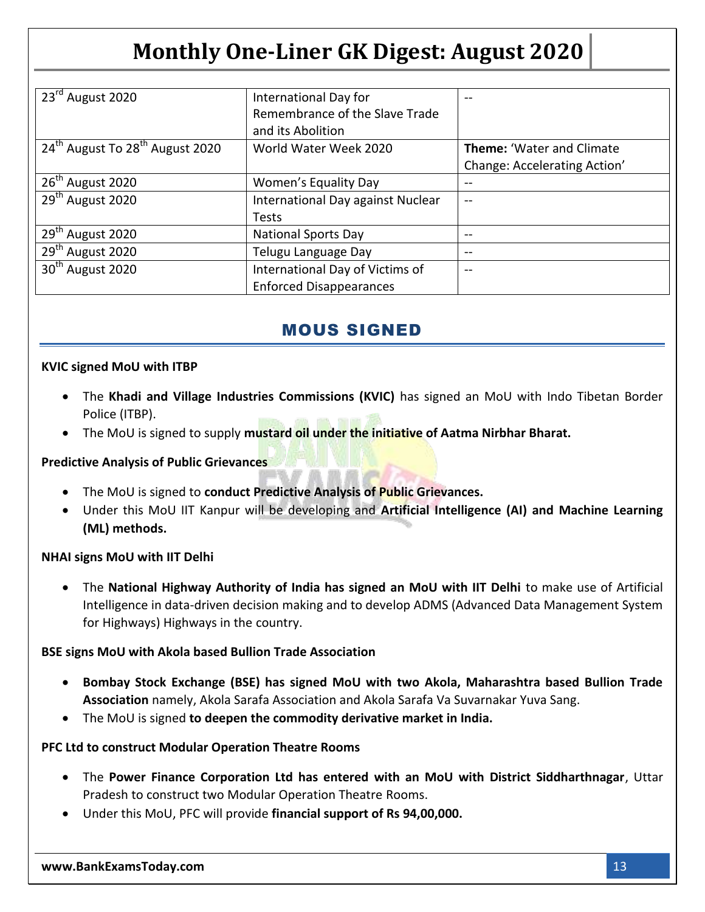| | | |
|---|---|---|
| 23rd August 2020 | International Day for Remembrance of the Slave Trade and its Abolition | -- |
| 24th August To 28th August 2020 | World Water Week 2020 | **Theme:** 'Water and Climate Change: Accelerating Action' |
| 26th August 2020 | Women's Equality Day | -- |
| 29th August 2020 | International Day against Nuclear Tests | -- |
| 29th August 2020 | National Sports Day | -- |
| 29th August 2020 | Telugu Language Day | -- |
| 30th August 2020 | International Day of Victims of Enforced Disappearances | -- |

## MOUS SIGNED

**KVIC signed MoU with ITBP**

- The **Khadi and Village Industries Commissions (KVIC)** has signed an MoU with Indo Tibetan Border Police (ITBP).
- The MoU is signed to supply **mustard oil under the initiative of Aatma Nirbhar Bharat.**

**Predictive Analysis of Public Grievances**

- The MoU is signed to **conduct Predictive Analysis of Public Grievances.**
- Under this MoU IIT Kanpur will be developing and **Artificial Intelligence (AI) and Machine Learning (ML) methods.**

**NHAI signs MoU with IIT Delhi**

- The **National Highway Authority of India has signed an MoU with IIT Delhi** to make use of Artificial Intelligence in data-driven decision making and to develop ADMS (Advanced Data Management System for Highways) Highways in the country.

**BSE signs MoU with Akola based Bullion Trade Association**

- **Bombay Stock Exchange (BSE) has signed MoU with two Akola, Maharashtra based Bullion Trade Association** namely, Akola Sarafa Association and Akola Sarafa Va Suvarnakar Yuva Sang.
- The MoU is signed **to deepen the commodity derivative market in India.**

**PFC Ltd to construct Modular Operation Theatre Rooms**

- The **Power Finance Corporation Ltd has entered with an MoU with District Siddharthnagar**, Uttar Pradesh to construct two Modular Operation Theatre Rooms.
- Under this MoU, PFC will provide **financial support of Rs 94,00,000.**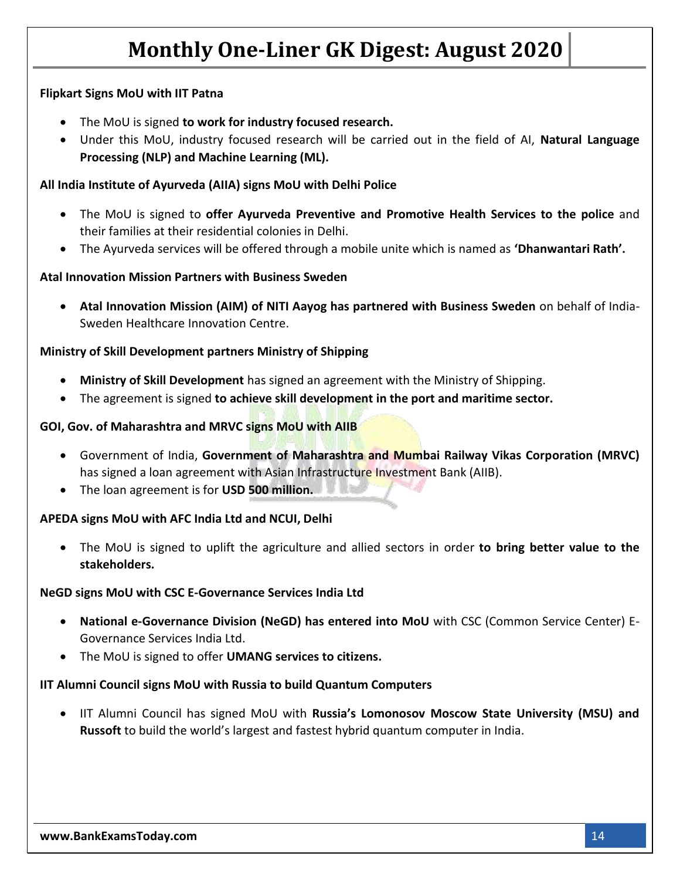**Flipkart Signs MoU with IIT Patna**

- The MoU is signed **to work for industry focused research.**
- Under this MoU, industry focused research will be carried out in the field of AI, **Natural Language Processing (NLP) and Machine Learning (ML).**

**All India Institute of Ayurveda (AIIA) signs MoU with Delhi Police**

- The MoU is signed to **offer Ayurveda Preventive and Promotive Health Services to the police** and their families at their residential colonies in Delhi.
- The Ayurveda services will be offered through a mobile unite which is named as **'Dhanwantari Rath'.**

**Atal Innovation Mission Partners with Business Sweden**

- **Atal Innovation Mission (AIM) of NITI Aayog has partnered with Business Sweden** on behalf of India-Sweden Healthcare Innovation Centre.

**Ministry of Skill Development partners Ministry of Shipping**

- **Ministry of Skill Development** has signed an agreement with the Ministry of Shipping.
- The agreement is signed **to achieve skill development in the port and maritime sector.**

**GOI, Gov. of Maharashtra and MRVC signs MoU with AIIB**

- Government of India, **Government of Maharashtra and Mumbai Railway Vikas Corporation (MRVC)** has signed a loan agreement with Asian Infrastructure Investment Bank (AIIB).
- The loan agreement is for **USD 500 million.**

**APEDA signs MoU with AFC India Ltd and NCUI, Delhi**

- The MoU is signed to uplift the agriculture and allied sectors in order **to bring better value to the stakeholders.**

**NeGD signs MoU with CSC E-Governance Services India Ltd**

- **National e-Governance Division (NeGD) has entered into MoU** with CSC (Common Service Center) E-Governance Services India Ltd.
- The MoU is signed to offer **UMANG services to citizens.**

**IIT Alumni Council signs MoU with Russia to build Quantum Computers**

- IIT Alumni Council has signed MoU with **Russia's Lomonosov Moscow State University (MSU) and Russoft** to build the world's largest and fastest hybrid quantum computer in India.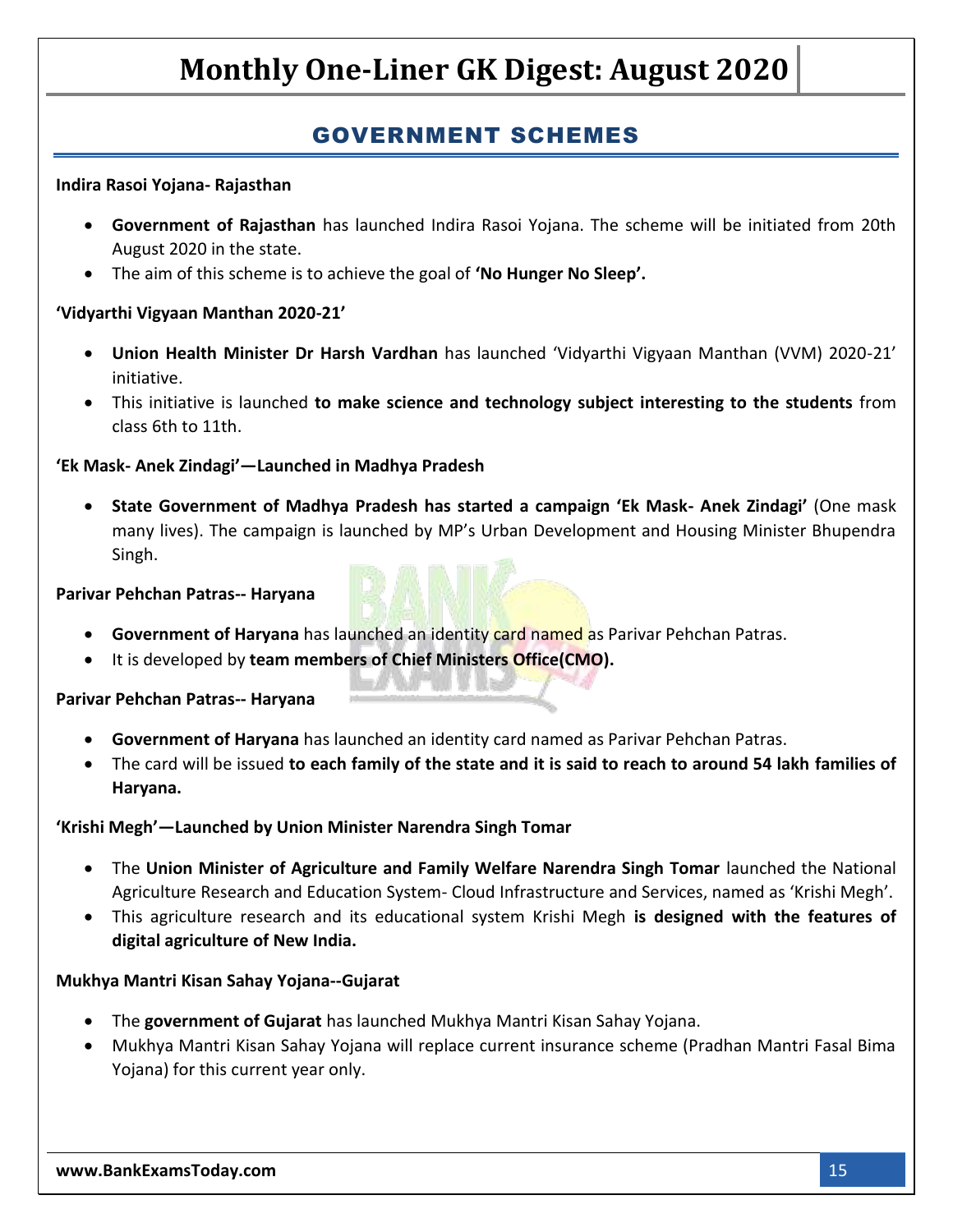## GOVERNMENT SCHEMES

**Indira Rasoi Yojana- Rajasthan**

- **Government of Rajasthan** has launched Indira Rasoi Yojana. The scheme will be initiated from 20th August 2020 in the state.
- The aim of this scheme is to achieve the goal of **'No Hunger No Sleep'.**

**'Vidyarthi Vigyaan Manthan 2020-21'**

- **Union Health Minister Dr Harsh Vardhan** has launched 'Vidyarthi Vigyaan Manthan (VVM) 2020-21' initiative.
- This initiative is launched **to make science and technology subject interesting to the students** from class 6th to 11th.

**'Ek Mask- Anek Zindagi'—Launched in Madhya Pradesh**

- **State Government of Madhya Pradesh has started a campaign 'Ek Mask- Anek Zindagi'** (One mask many lives). The campaign is launched by MP's Urban Development and Housing Minister Bhupendra Singh.

**Parivar Pehchan Patras-- Haryana**

- **Government of Haryana** has launched an identity card named as Parivar Pehchan Patras.
- It is developed by **team members of Chief Ministers Office(CMO).**

**Parivar Pehchan Patras-- Haryana**

- **Government of Haryana** has launched an identity card named as Parivar Pehchan Patras.
- The card will be issued **to each family of the state and it is said to reach to around 54 lakh families of Haryana.**

**'Krishi Megh'—Launched by Union Minister Narendra Singh Tomar**

- The **Union Minister of Agriculture and Family Welfare Narendra Singh Tomar** launched the National Agriculture Research and Education System- Cloud Infrastructure and Services, named as 'Krishi Megh'.
- This agriculture research and its educational system Krishi Megh **is designed with the features of digital agriculture of New India.**

**Mukhya Mantri Kisan Sahay Yojana--Gujarat**

- The **government of Gujarat** has launched Mukhya Mantri Kisan Sahay Yojana.
- Mukhya Mantri Kisan Sahay Yojana will replace current insurance scheme (Pradhan Mantri Fasal Bima Yojana) for this current year only.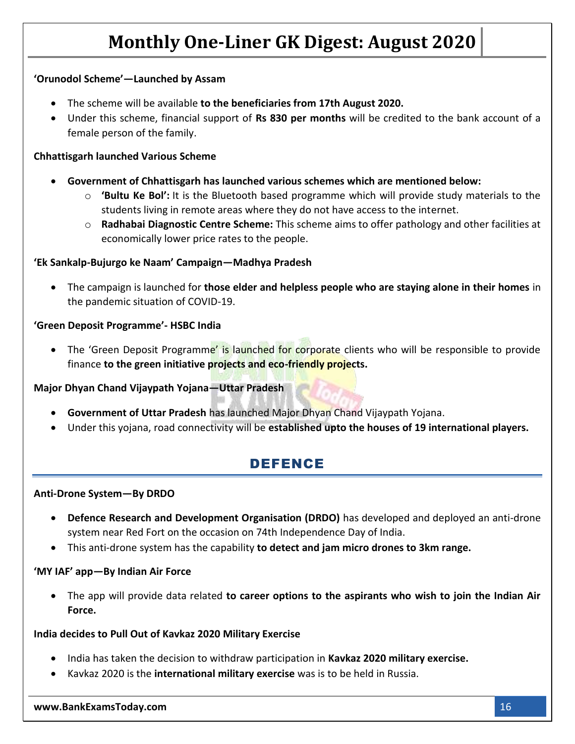**‘Orunodol Scheme’—Launched by Assam**

- The scheme will be available **to the beneficiaries from 17th August 2020.**
- Under this scheme, financial support of **Rs 830 per months** will be credited to the bank account of a female person of the family.

**Chhattisgarh launched Various Scheme**

- **Government of Chhattisgarh has launched various schemes which are mentioned below:**
    - **‘Bultu Ke Bol’:** It is the Bluetooth based programme which will provide study materials to the students living in remote areas where they do not have access to the internet.
    - **Radhabai Diagnostic Centre Scheme:** This scheme aims to offer pathology and other facilities at economically lower price rates to the people.

**‘Ek Sankalp-Bujurgo ke Naam’ Campaign—Madhya Pradesh**

- The campaign is launched for **those elder and helpless people who are staying alone in their homes** in the pandemic situation of COVID-19.

**‘Green Deposit Programme’- HSBC India**

- The ‘Green Deposit Programme’ is launched for corporate clients who will be responsible to provide finance **to the green initiative projects and eco-friendly projects.**

**Major Dhyan Chand Vijaypath Yojana—Uttar Pradesh**

- **Government of Uttar Pradesh** has launched Major Dhyan Chand Vijaypath Yojana.
- Under this yojana, road connectivity will be **established upto the houses of 19 international players.**

## DEFENCE

**Anti-Drone System—By DRDO**

- **Defence Research and Development Organisation (DRDO)** has developed and deployed an anti-drone system near Red Fort on the occasion on 74th Independence Day of India.
- This anti-drone system has the capability **to detect and jam micro drones to 3km range.**

**‘MY IAF’ app—By Indian Air Force**

- The app will provide data related **to career options to the aspirants who wish to join the Indian Air Force.**

**India decides to Pull Out of Kavkaz 2020 Military Exercise**

- India has taken the decision to withdraw participation in **Kavkaz 2020 military exercise.**
- Kavkaz 2020 is the **international military exercise** was is to be held in Russia.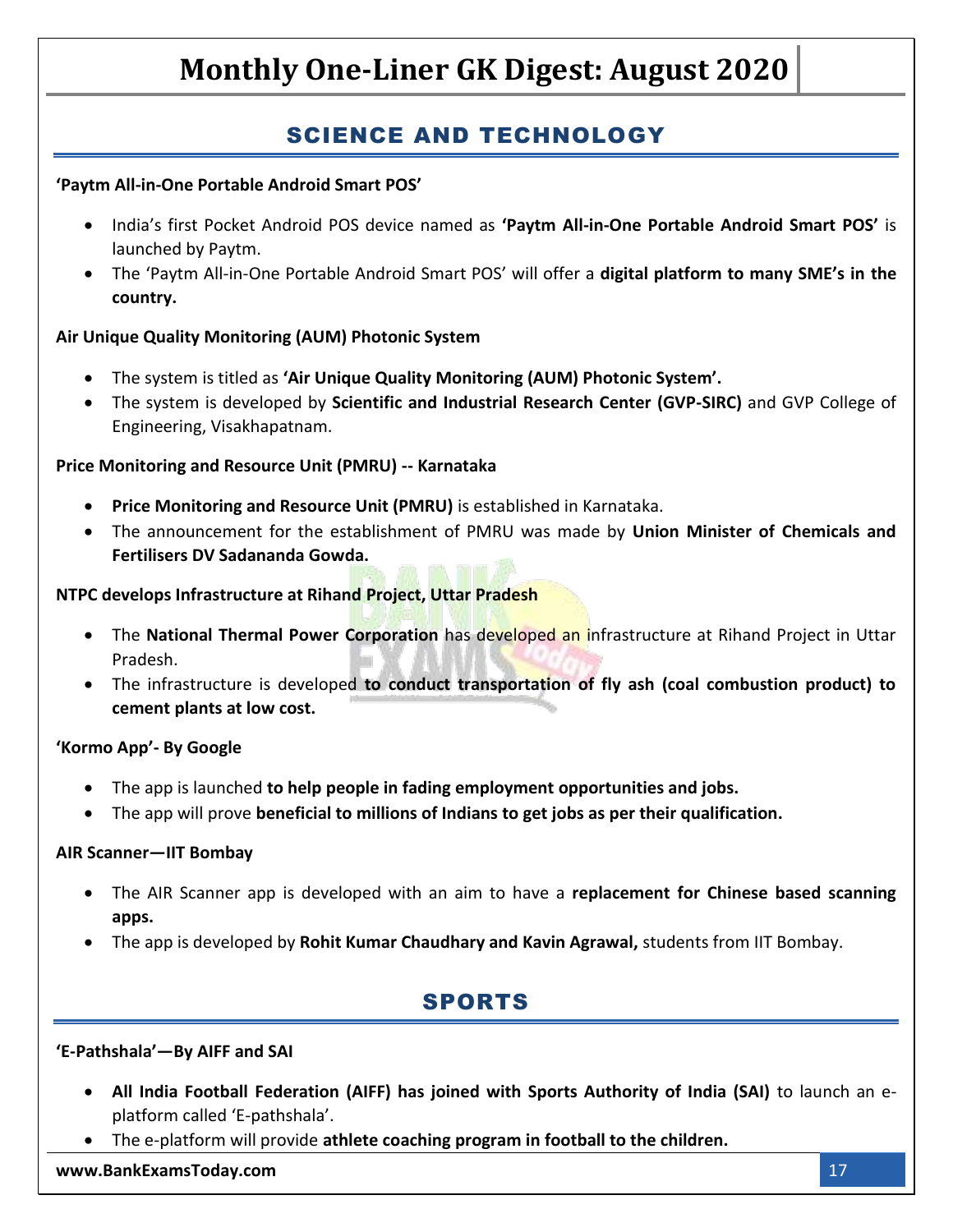## SCIENCE AND TECHNOLOGY

**'Paytm All-in-One Portable Android Smart POS'**

- India's first Pocket Android POS device named as **'Paytm All-in-One Portable Android Smart POS'** is launched by Paytm.
- The 'Paytm All-in-One Portable Android Smart POS' will offer a **digital platform to many SME's in the country.**

**Air Unique Quality Monitoring (AUM) Photonic System**

- The system is titled as **'Air Unique Quality Monitoring (AUM) Photonic System'.**
- The system is developed by **Scientific and Industrial Research Center (GVP-SIRC)** and GVP College of Engineering, Visakhapatnam.

**Price Monitoring and Resource Unit (PMRU) -- Karnataka**

- **Price Monitoring and Resource Unit (PMRU)** is established in Karnataka.
- The announcement for the establishment of PMRU was made by **Union Minister of Chemicals and Fertilisers DV Sadananda Gowda.**

**NTPC develops Infrastructure at Rihand Project, Uttar Pradesh**

- The **National Thermal Power Corporation** has developed an infrastructure at Rihand Project in Uttar Pradesh.
- The infrastructure is developed **to conduct transportation of fly ash (coal combustion product) to cement plants at low cost.**

**'Kormo App'- By Google**

- The app is launched **to help people in fading employment opportunities and jobs.**
- The app will prove **beneficial to millions of Indians to get jobs as per their qualification.**

**AIR Scanner—IIT Bombay**

- The AIR Scanner app is developed with an aim to have a **replacement for Chinese based scanning apps.**
- The app is developed by **Rohit Kumar Chaudhary and Kavin Agrawal,** students from IIT Bombay.

## SPORTS

**'E-Pathshala'—By AIFF and SAI**

- **All India Football Federation (AIFF) has joined with Sports Authority of India (SAI)** to launch an e-platform called 'E-pathshala'.
- The e-platform will provide **athlete coaching program in football to the children.**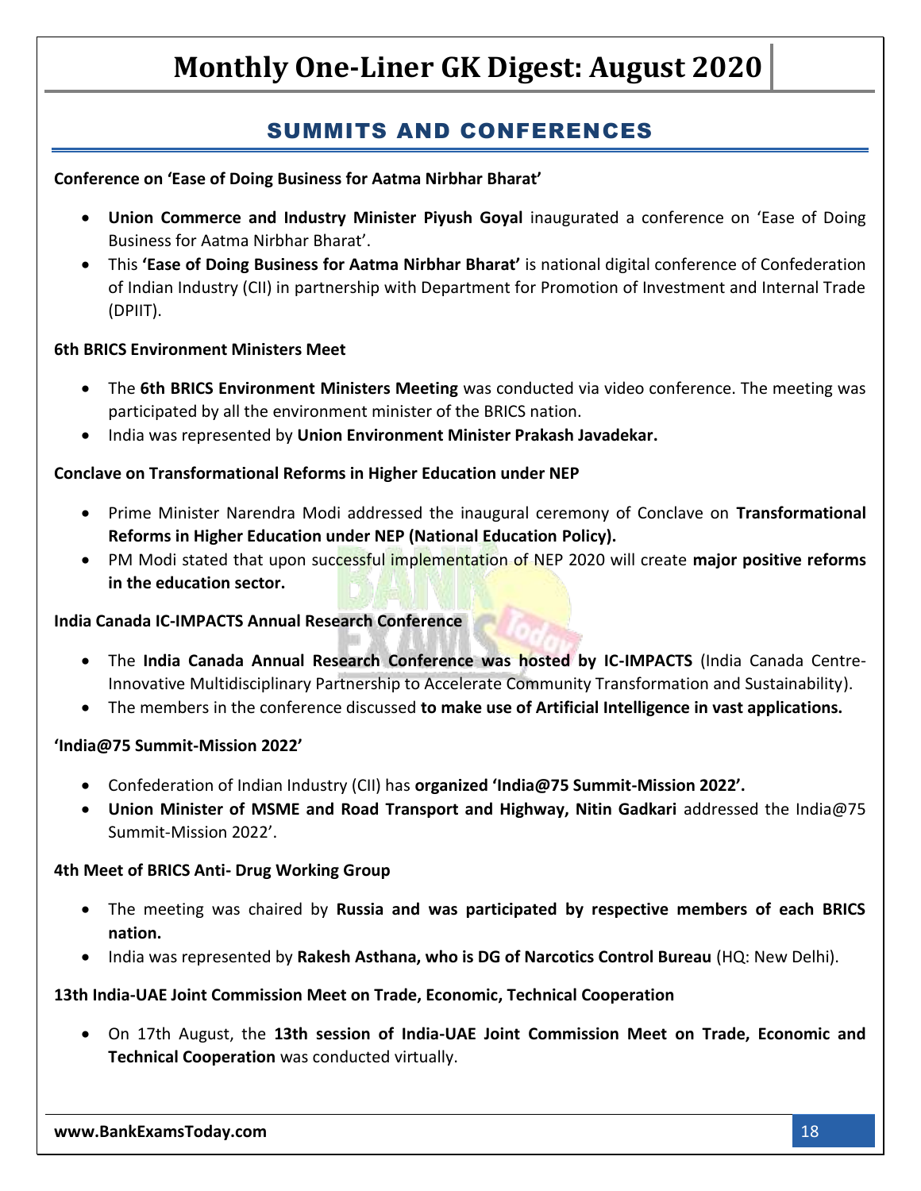## SUMMITS AND CONFERENCES

**Conference on 'Ease of Doing Business for Aatma Nirbhar Bharat'**

- **Union Commerce and Industry Minister Piyush Goyal** inaugurated a conference on 'Ease of Doing Business for Aatma Nirbhar Bharat'.
- This **'Ease of Doing Business for Aatma Nirbhar Bharat'** is national digital conference of Confederation of Indian Industry (CII) in partnership with Department for Promotion of Investment and Internal Trade (DPIIT).

**6th BRICS Environment Ministers Meet**

- The **6th BRICS Environment Ministers Meeting** was conducted via video conference. The meeting was participated by all the environment minister of the BRICS nation.
- India was represented by **Union Environment Minister Prakash Javadekar.**

**Conclave on Transformational Reforms in Higher Education under NEP**

- Prime Minister Narendra Modi addressed the inaugural ceremony of Conclave on **Transformational Reforms in Higher Education under NEP (National Education Policy).**
- PM Modi stated that upon successful implementation of NEP 2020 will create **major positive reforms in the education sector.**

**India Canada IC-IMPACTS Annual Research Conference**

- The **India Canada Annual Research Conference was hosted by IC-IMPACTS** (India Canada Centre-Innovative Multidisciplinary Partnership to Accelerate Community Transformation and Sustainability).
- The members in the conference discussed **to make use of Artificial Intelligence in vast applications.**

**'India@75 Summit-Mission 2022'**

- Confederation of Indian Industry (CII) has **organized 'India@75 Summit-Mission 2022'.**
- **Union Minister of MSME and Road Transport and Highway, Nitin Gadkari** addressed the India@75 Summit-Mission 2022'.

**4th Meet of BRICS Anti- Drug Working Group**

- The meeting was chaired by **Russia and was participated by respective members of each BRICS nation.**
- India was represented by **Rakesh Asthana, who is DG of Narcotics Control Bureau** (HQ: New Delhi).

**13th India-UAE Joint Commission Meet on Trade, Economic, Technical Cooperation**

- On 17th August, the **13th session of India-UAE Joint Commission Meet on Trade, Economic and Technical Cooperation** was conducted virtually.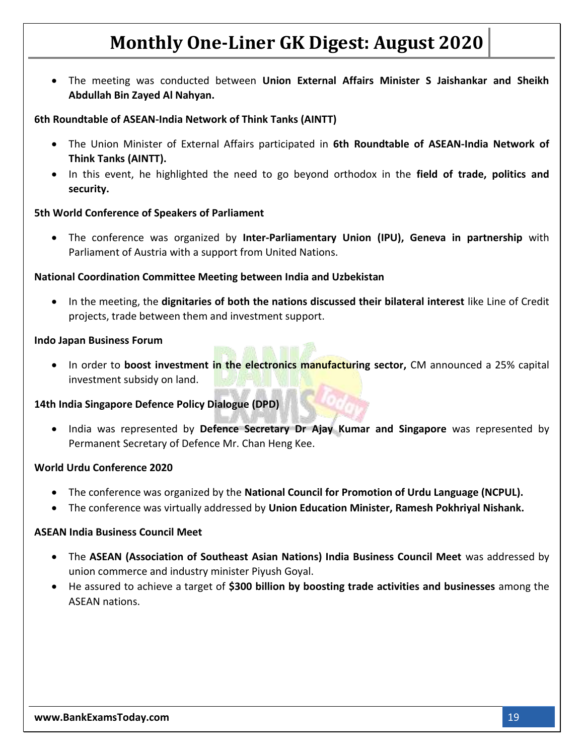- The meeting was conducted between **Union External Affairs Minister S Jaishankar and Sheikh Abdullah Bin Zayed Al Nahyan.**

**6th Roundtable of ASEAN-India Network of Think Tanks (AINTT)**

- The Union Minister of External Affairs participated in **6th Roundtable of ASEAN-India Network of Think Tanks (AINTT).**
- In this event, he highlighted the need to go beyond orthodox in the **field of trade, politics and security.**

**5th World Conference of Speakers of Parliament**

- The conference was organized by **Inter-Parliamentary Union (IPU), Geneva in partnership** with Parliament of Austria with a support from United Nations.

**National Coordination Committee Meeting between India and Uzbekistan**

- In the meeting, the **dignitaries of both the nations discussed their bilateral interest** like Line of Credit projects, trade between them and investment support.

**Indo Japan Business Forum**

- In order to **boost investment in the electronics manufacturing sector,** CM announced a 25% capital investment subsidy on land.

**14th India Singapore Defence Policy Dialogue (DPD)**

- India was represented by **Defence Secretary Dr Ajay Kumar and Singapore** was represented by Permanent Secretary of Defence Mr. Chan Heng Kee.

**World Urdu Conference 2020**

- The conference was organized by the **National Council for Promotion of Urdu Language (NCPUL).**
- The conference was virtually addressed by **Union Education Minister, Ramesh Pokhriyal Nishank.**

**ASEAN India Business Council Meet**

- The **ASEAN (Association of Southeast Asian Nations) India Business Council Meet** was addressed by union commerce and industry minister Piyush Goyal.
- He assured to achieve a target of **$300 billion by boosting trade activities and businesses** among the ASEAN nations.